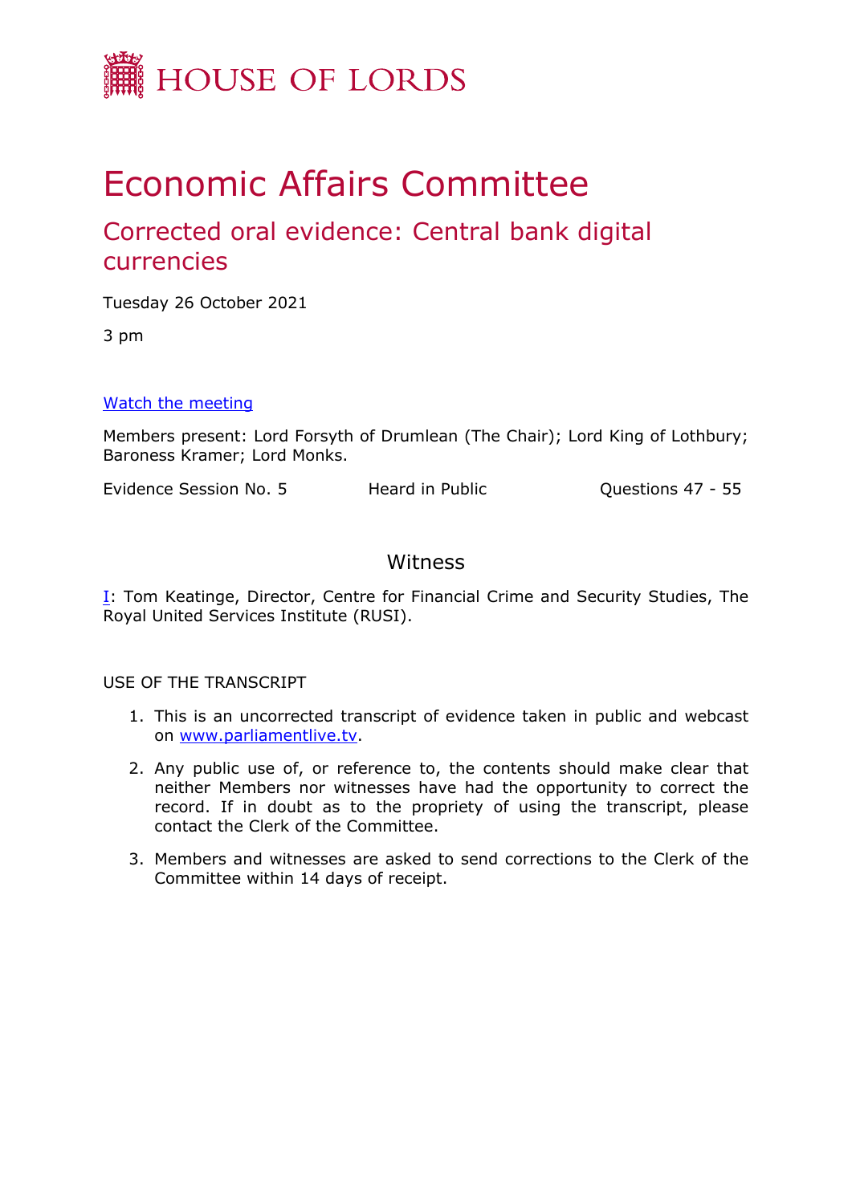# HOUSE OF LORDS

# Economic Affairs Committee

## Corrected oral evidence: Central bank digital currencies

Tuesday 26 October 2021

3 pm

[Watch the meeting](#)

Members present: Lord Forsyth of Drumlean (The Chair); Lord King of Lothbury; Baroness Kramer; Lord Monks.

Evidence Session No. 5 | Heard in Public | Questions 47 - 55

### Witness

I: Tom Keatinge, Director, Centre for Financial Crime and Security Studies, The Royal United Services Institute (RUSI).

USE OF THE TRANSCRIPT

1. This is an uncorrected transcript of evidence taken in public and webcast on www.parliamentlive.tv.
2. Any public use of, or reference to, the contents should make clear that neither Members nor witnesses have had the opportunity to correct the record. If in doubt as to the propriety of using the transcript, please contact the Clerk of the Committee.
3. Members and witnesses are asked to send corrections to the Clerk of the Committee within 14 days of receipt.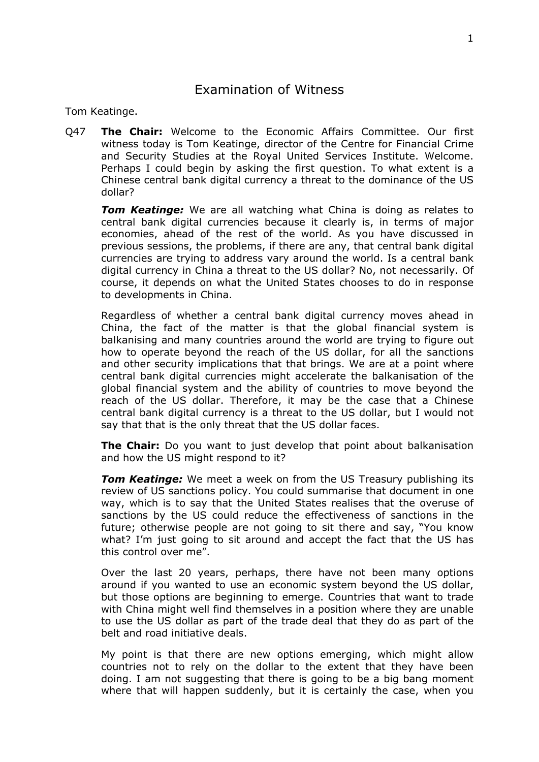# Examination of Witness

Tom Keatinge.

Q47 **The Chair:** Welcome to the Economic Affairs Committee. Our first witness today is Tom Keatinge, director of the Centre for Financial Crime and Security Studies at the Royal United Services Institute. Welcome. Perhaps I could begin by asking the first question. To what extent is a Chinese central bank digital currency a threat to the dominance of the US dollar?

***Tom Keatinge:*** We are all watching what China is doing as relates to central bank digital currencies because it clearly is, in terms of major economies, ahead of the rest of the world. As you have discussed in previous sessions, the problems, if there are any, that central bank digital currencies are trying to address vary around the world. Is a central bank digital currency in China a threat to the US dollar? No, not necessarily. Of course, it depends on what the United States chooses to do in response to developments in China.

Regardless of whether a central bank digital currency moves ahead in China, the fact of the matter is that the global financial system is balkanising and many countries around the world are trying to figure out how to operate beyond the reach of the US dollar, for all the sanctions and other security implications that that brings. We are at a point where central bank digital currencies might accelerate the balkanisation of the global financial system and the ability of countries to move beyond the reach of the US dollar. Therefore, it may be the case that a Chinese central bank digital currency is a threat to the US dollar, but I would not say that that is the only threat that the US dollar faces.

**The Chair:** Do you want to just develop that point about balkanisation and how the US might respond to it?

***Tom Keatinge:*** We meet a week on from the US Treasury publishing its review of US sanctions policy. You could summarise that document in one way, which is to say that the United States realises that the overuse of sanctions by the US could reduce the effectiveness of sanctions in the future; otherwise people are not going to sit there and say, "You know what? I'm just going to sit around and accept the fact that the US has this control over me".

Over the last 20 years, perhaps, there have not been many options around if you wanted to use an economic system beyond the US dollar, but those options are beginning to emerge. Countries that want to trade with China might well find themselves in a position where they are unable to use the US dollar as part of the trade deal that they do as part of the belt and road initiative deals.

My point is that there are new options emerging, which might allow countries not to rely on the dollar to the extent that they have been doing. I am not suggesting that there is going to be a big bang moment where that will happen suddenly, but it is certainly the case, when you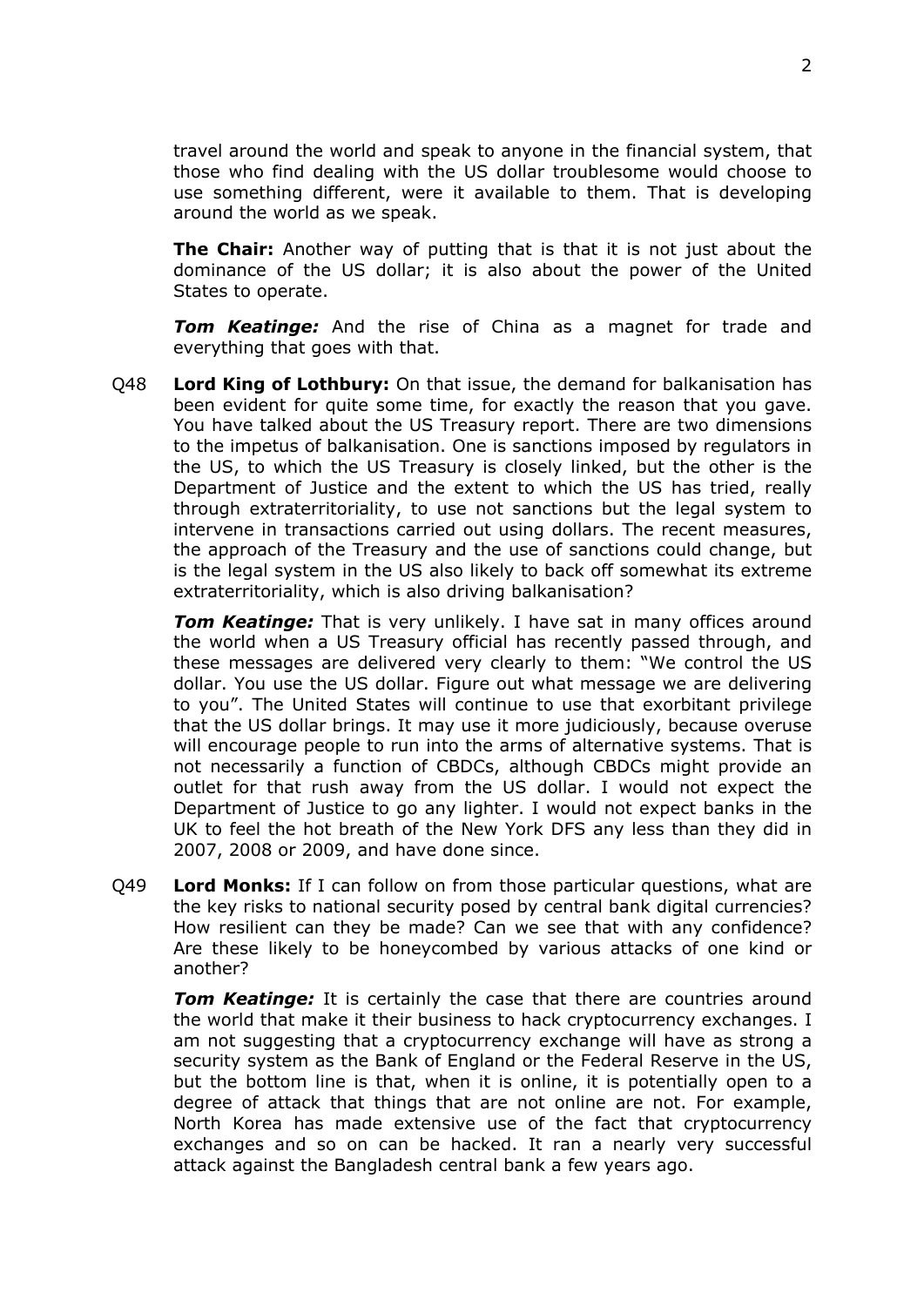travel around the world and speak to anyone in the financial system, that those who find dealing with the US dollar troublesome would choose to use something different, were it available to them. That is developing around the world as we speak.

**The Chair:** Another way of putting that is that it is not just about the dominance of the US dollar; it is also about the power of the United States to operate.

***Tom Keatinge:*** And the rise of China as a magnet for trade and everything that goes with that.

Q48 **Lord King of Lothbury:** On that issue, the demand for balkanisation has been evident for quite some time, for exactly the reason that you gave. You have talked about the US Treasury report. There are two dimensions to the impetus of balkanisation. One is sanctions imposed by regulators in the US, to which the US Treasury is closely linked, but the other is the Department of Justice and the extent to which the US has tried, really through extraterritoriality, to use not sanctions but the legal system to intervene in transactions carried out using dollars. The recent measures, the approach of the Treasury and the use of sanctions could change, but is the legal system in the US also likely to back off somewhat its extreme extraterritoriality, which is also driving balkanisation?

***Tom Keatinge:*** That is very unlikely. I have sat in many offices around the world when a US Treasury official has recently passed through, and these messages are delivered very clearly to them: "We control the US dollar. You use the US dollar. Figure out what message we are delivering to you". The United States will continue to use that exorbitant privilege that the US dollar brings. It may use it more judiciously, because overuse will encourage people to run into the arms of alternative systems. That is not necessarily a function of CBDCs, although CBDCs might provide an outlet for that rush away from the US dollar. I would not expect the Department of Justice to go any lighter. I would not expect banks in the UK to feel the hot breath of the New York DFS any less than they did in 2007, 2008 or 2009, and have done since.

Q49 **Lord Monks:** If I can follow on from those particular questions, what are the key risks to national security posed by central bank digital currencies? How resilient can they be made? Can we see that with any confidence? Are these likely to be honeycombed by various attacks of one kind or another?

***Tom Keatinge:*** It is certainly the case that there are countries around the world that make it their business to hack cryptocurrency exchanges. I am not suggesting that a cryptocurrency exchange will have as strong a security system as the Bank of England or the Federal Reserve in the US, but the bottom line is that, when it is online, it is potentially open to a degree of attack that things that are not online are not. For example, North Korea has made extensive use of the fact that cryptocurrency exchanges and so on can be hacked. It ran a nearly very successful attack against the Bangladesh central bank a few years ago.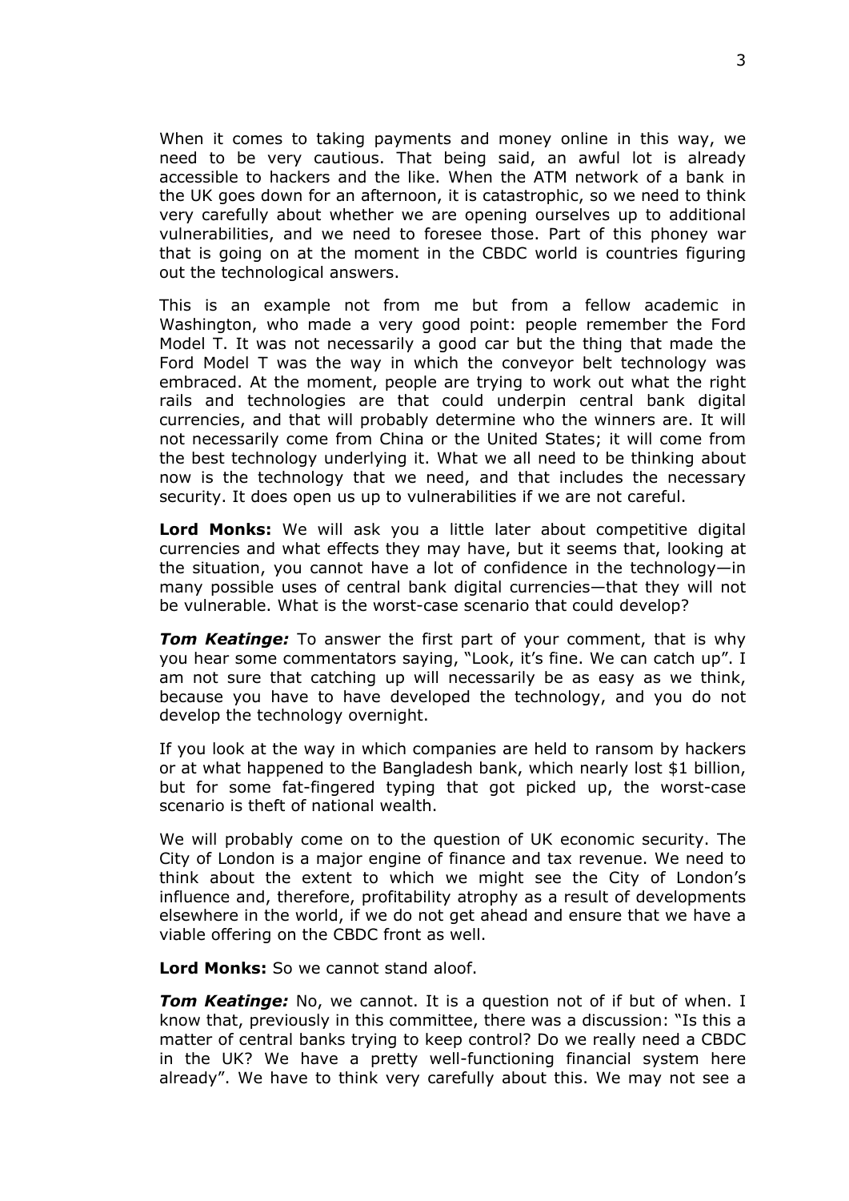When it comes to taking payments and money online in this way, we need to be very cautious. That being said, an awful lot is already accessible to hackers and the like. When the ATM network of a bank in the UK goes down for an afternoon, it is catastrophic, so we need to think very carefully about whether we are opening ourselves up to additional vulnerabilities, and we need to foresee those. Part of this phoney war that is going on at the moment in the CBDC world is countries figuring out the technological answers.

This is an example not from me but from a fellow academic in Washington, who made a very good point: people remember the Ford Model T. It was not necessarily a good car but the thing that made the Ford Model T was the way in which the conveyor belt technology was embraced. At the moment, people are trying to work out what the right rails and technologies are that could underpin central bank digital currencies, and that will probably determine who the winners are. It will not necessarily come from China or the United States; it will come from the best technology underlying it. What we all need to be thinking about now is the technology that we need, and that includes the necessary security. It does open us up to vulnerabilities if we are not careful.

**Lord Monks:** We will ask you a little later about competitive digital currencies and what effects they may have, but it seems that, looking at the situation, you cannot have a lot of confidence in the technology—in many possible uses of central bank digital currencies—that they will not be vulnerable. What is the worst-case scenario that could develop?

***Tom Keatinge:*** To answer the first part of your comment, that is why you hear some commentators saying, "Look, it's fine. We can catch up". I am not sure that catching up will necessarily be as easy as we think, because you have to have developed the technology, and you do not develop the technology overnight.

If you look at the way in which companies are held to ransom by hackers or at what happened to the Bangladesh bank, which nearly lost $1 billion, but for some fat-fingered typing that got picked up, the worst-case scenario is theft of national wealth.

We will probably come on to the question of UK economic security. The City of London is a major engine of finance and tax revenue. We need to think about the extent to which we might see the City of London's influence and, therefore, profitability atrophy as a result of developments elsewhere in the world, if we do not get ahead and ensure that we have a viable offering on the CBDC front as well.

**Lord Monks:** So we cannot stand aloof.

***Tom Keatinge:*** No, we cannot. It is a question not of if but of when. I know that, previously in this committee, there was a discussion: "Is this a matter of central banks trying to keep control? Do we really need a CBDC in the UK? We have a pretty well-functioning financial system here already". We have to think very carefully about this. We may not see a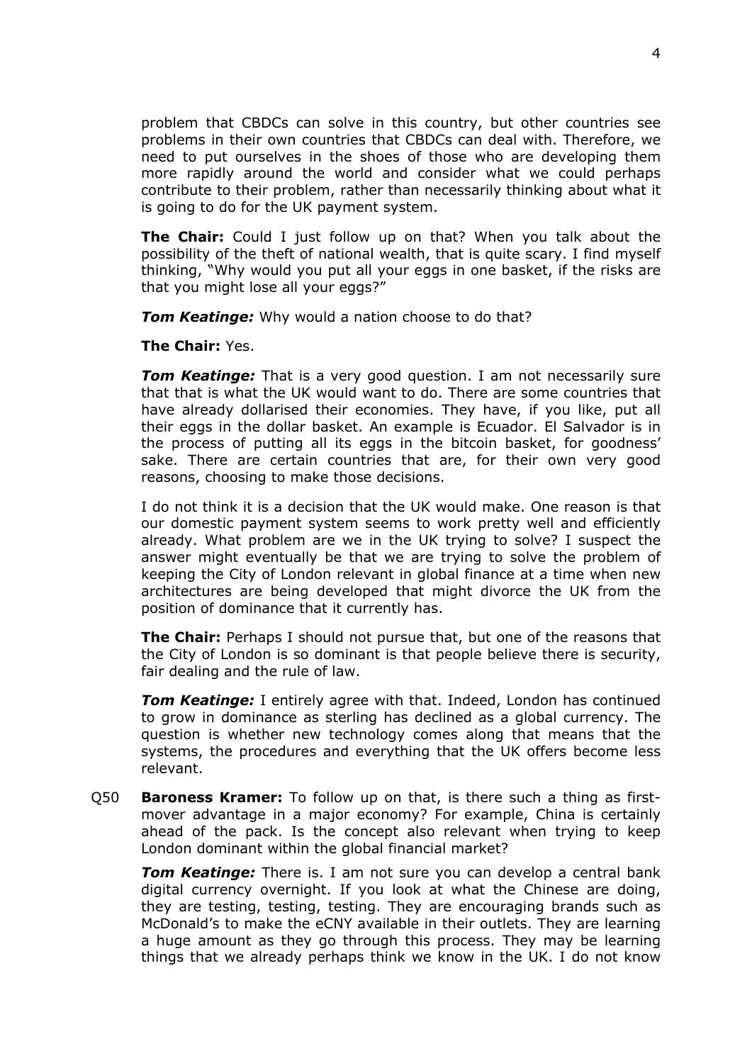problem that CBDCs can solve in this country, but other countries see problems in their own countries that CBDCs can deal with. Therefore, we need to put ourselves in the shoes of those who are developing them more rapidly around the world and consider what we could perhaps contribute to their problem, rather than necessarily thinking about what it is going to do for the UK payment system.

**The Chair:** Could I just follow up on that? When you talk about the possibility of the theft of national wealth, that is quite scary. I find myself thinking, "Why would you put all your eggs in one basket, if the risks are that you might lose all your eggs?"

***Tom Keatinge:*** Why would a nation choose to do that?

**The Chair:** Yes.

***Tom Keatinge:*** That is a very good question. I am not necessarily sure that that is what the UK would want to do. There are some countries that have already dollarised their economies. They have, if you like, put all their eggs in the dollar basket. An example is Ecuador. El Salvador is in the process of putting all its eggs in the bitcoin basket, for goodness' sake. There are certain countries that are, for their own very good reasons, choosing to make those decisions.

I do not think it is a decision that the UK would make. One reason is that our domestic payment system seems to work pretty well and efficiently already. What problem are we in the UK trying to solve? I suspect the answer might eventually be that we are trying to solve the problem of keeping the City of London relevant in global finance at a time when new architectures are being developed that might divorce the UK from the position of dominance that it currently has.

**The Chair:** Perhaps I should not pursue that, but one of the reasons that the City of London is so dominant is that people believe there is security, fair dealing and the rule of law.

***Tom Keatinge:*** I entirely agree with that. Indeed, London has continued to grow in dominance as sterling has declined as a global currency. The question is whether new technology comes along that means that the systems, the procedures and everything that the UK offers become less relevant.

Q50 **Baroness Kramer:** To follow up on that, is there such a thing as first-mover advantage in a major economy? For example, China is certainly ahead of the pack. Is the concept also relevant when trying to keep London dominant within the global financial market?

***Tom Keatinge:*** There is. I am not sure you can develop a central bank digital currency overnight. If you look at what the Chinese are doing, they are testing, testing, testing. They are encouraging brands such as McDonald's to make the eCNY available in their outlets. They are learning a huge amount as they go through this process. They may be learning things that we already perhaps think we know in the UK. I do not know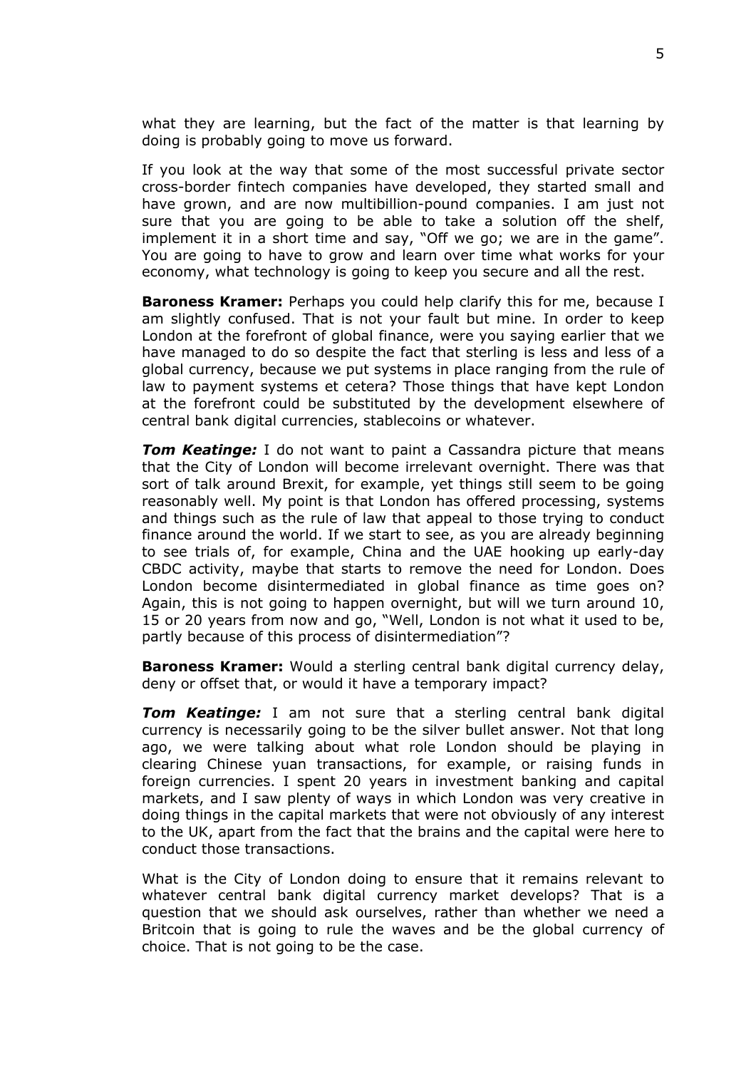what they are learning, but the fact of the matter is that learning by doing is probably going to move us forward.

If you look at the way that some of the most successful private sector cross-border fintech companies have developed, they started small and have grown, and are now multibillion-pound companies. I am just not sure that you are going to be able to take a solution off the shelf, implement it in a short time and say, "Off we go; we are in the game". You are going to have to grow and learn over time what works for your economy, what technology is going to keep you secure and all the rest.

**Baroness Kramer:** Perhaps you could help clarify this for me, because I am slightly confused. That is not your fault but mine. In order to keep London at the forefront of global finance, were you saying earlier that we have managed to do so despite the fact that sterling is less and less of a global currency, because we put systems in place ranging from the rule of law to payment systems et cetera? Those things that have kept London at the forefront could be substituted by the development elsewhere of central bank digital currencies, stablecoins or whatever.

***Tom Keatinge:*** I do not want to paint a Cassandra picture that means that the City of London will become irrelevant overnight. There was that sort of talk around Brexit, for example, yet things still seem to be going reasonably well. My point is that London has offered processing, systems and things such as the rule of law that appeal to those trying to conduct finance around the world. If we start to see, as you are already beginning to see trials of, for example, China and the UAE hooking up early-day CBDC activity, maybe that starts to remove the need for London. Does London become disintermediated in global finance as time goes on? Again, this is not going to happen overnight, but will we turn around 10, 15 or 20 years from now and go, "Well, London is not what it used to be, partly because of this process of disintermediation"?

**Baroness Kramer:** Would a sterling central bank digital currency delay, deny or offset that, or would it have a temporary impact?

***Tom Keatinge:*** I am not sure that a sterling central bank digital currency is necessarily going to be the silver bullet answer. Not that long ago, we were talking about what role London should be playing in clearing Chinese yuan transactions, for example, or raising funds in foreign currencies. I spent 20 years in investment banking and capital markets, and I saw plenty of ways in which London was very creative in doing things in the capital markets that were not obviously of any interest to the UK, apart from the fact that the brains and the capital were here to conduct those transactions.

What is the City of London doing to ensure that it remains relevant to whatever central bank digital currency market develops? That is a question that we should ask ourselves, rather than whether we need a Britcoin that is going to rule the waves and be the global currency of choice. That is not going to be the case.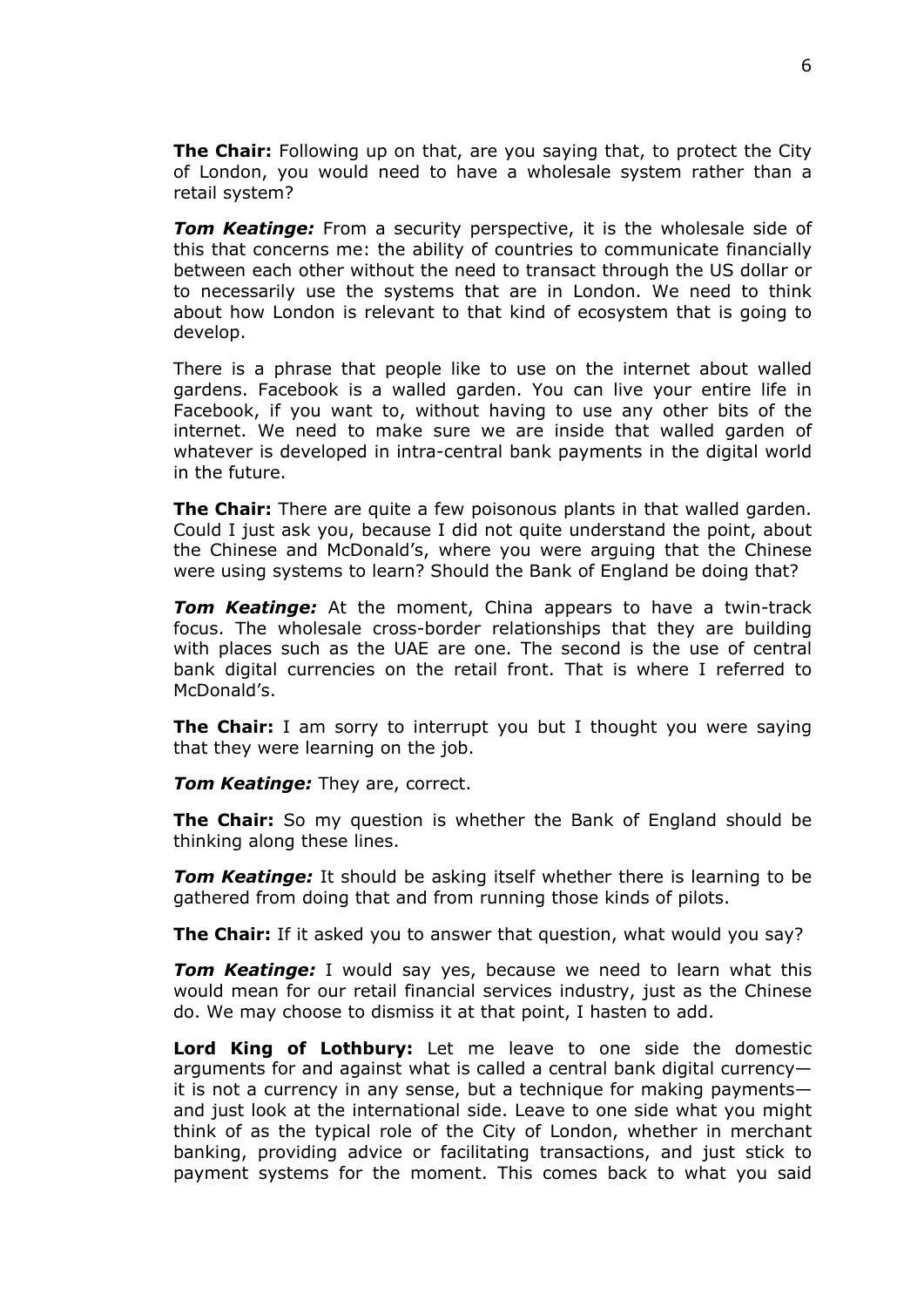**The Chair:** Following up on that, are you saying that, to protect the City of London, you would need to have a wholesale system rather than a retail system?

***Tom Keatinge:*** From a security perspective, it is the wholesale side of this that concerns me: the ability of countries to communicate financially between each other without the need to transact through the US dollar or to necessarily use the systems that are in London. We need to think about how London is relevant to that kind of ecosystem that is going to develop.

There is a phrase that people like to use on the internet about walled gardens. Facebook is a walled garden. You can live your entire life in Facebook, if you want to, without having to use any other bits of the internet. We need to make sure we are inside that walled garden of whatever is developed in intra-central bank payments in the digital world in the future.

**The Chair:** There are quite a few poisonous plants in that walled garden. Could I just ask you, because I did not quite understand the point, about the Chinese and McDonald's, where you were arguing that the Chinese were using systems to learn? Should the Bank of England be doing that?

***Tom Keatinge:*** At the moment, China appears to have a twin-track focus. The wholesale cross-border relationships that they are building with places such as the UAE are one. The second is the use of central bank digital currencies on the retail front. That is where I referred to McDonald's.

**The Chair:** I am sorry to interrupt you but I thought you were saying that they were learning on the job.

***Tom Keatinge:*** They are, correct.

**The Chair:** So my question is whether the Bank of England should be thinking along these lines.

***Tom Keatinge:*** It should be asking itself whether there is learning to be gathered from doing that and from running those kinds of pilots.

**The Chair:** If it asked you to answer that question, what would you say?

***Tom Keatinge:*** I would say yes, because we need to learn what this would mean for our retail financial services industry, just as the Chinese do. We may choose to dismiss it at that point, I hasten to add.

**Lord King of Lothbury:** Let me leave to one side the domestic arguments for and against what is called a central bank digital currency—it is not a currency in any sense, but a technique for making payments—and just look at the international side. Leave to one side what you might think of as the typical role of the City of London, whether in merchant banking, providing advice or facilitating transactions, and just stick to payment systems for the moment. This comes back to what you said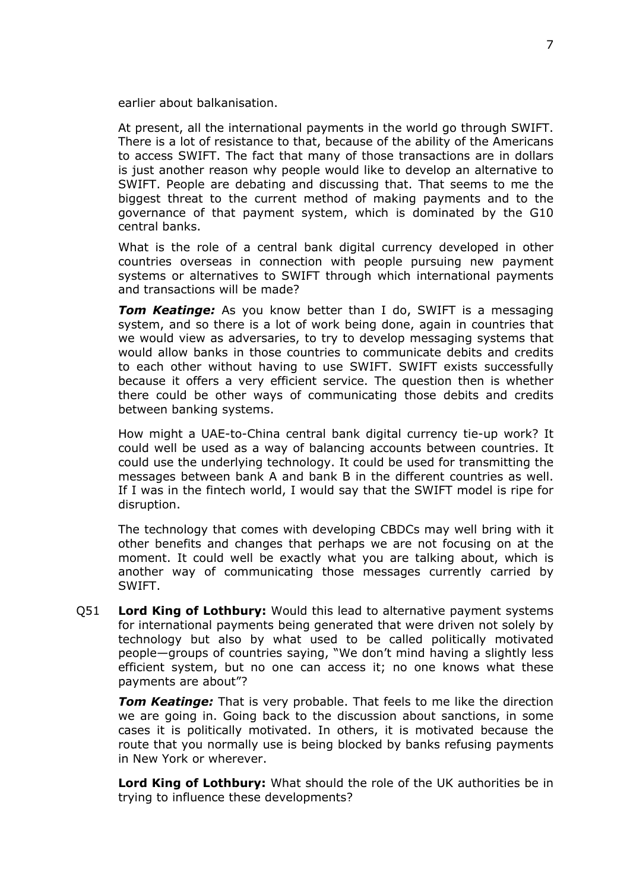earlier about balkanisation.

At present, all the international payments in the world go through SWIFT. There is a lot of resistance to that, because of the ability of the Americans to access SWIFT. The fact that many of those transactions are in dollars is just another reason why people would like to develop an alternative to SWIFT. People are debating and discussing that. That seems to me the biggest threat to the current method of making payments and to the governance of that payment system, which is dominated by the G10 central banks.

What is the role of a central bank digital currency developed in other countries overseas in connection with people pursuing new payment systems or alternatives to SWIFT through which international payments and transactions will be made?

***Tom Keatinge:*** As you know better than I do, SWIFT is a messaging system, and so there is a lot of work being done, again in countries that we would view as adversaries, to try to develop messaging systems that would allow banks in those countries to communicate debits and credits to each other without having to use SWIFT. SWIFT exists successfully because it offers a very efficient service. The question then is whether there could be other ways of communicating those debits and credits between banking systems.

How might a UAE-to-China central bank digital currency tie-up work? It could well be used as a way of balancing accounts between countries. It could use the underlying technology. It could be used for transmitting the messages between bank A and bank B in the different countries as well. If I was in the fintech world, I would say that the SWIFT model is ripe for disruption.

The technology that comes with developing CBDCs may well bring with it other benefits and changes that perhaps we are not focusing on at the moment. It could well be exactly what you are talking about, which is another way of communicating those messages currently carried by SWIFT.

Q51 **Lord King of Lothbury:** Would this lead to alternative payment systems for international payments being generated that were driven not solely by technology but also by what used to be called politically motivated people—groups of countries saying, "We don't mind having a slightly less efficient system, but no one can access it; no one knows what these payments are about"?

***Tom Keatinge:*** That is very probable. That feels to me like the direction we are going in. Going back to the discussion about sanctions, in some cases it is politically motivated. In others, it is motivated because the route that you normally use is being blocked by banks refusing payments in New York or wherever.

**Lord King of Lothbury:** What should the role of the UK authorities be in trying to influence these developments?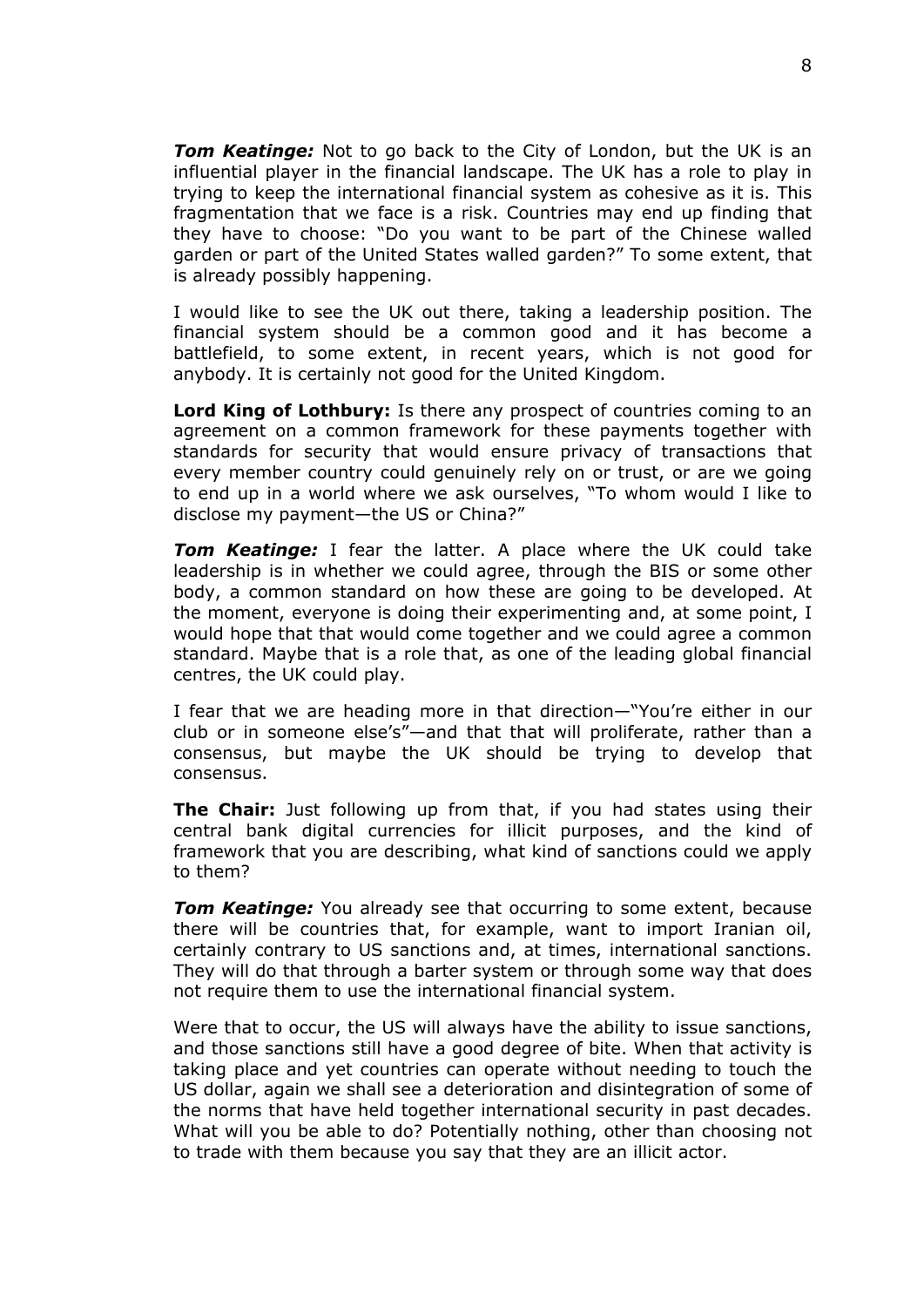***Tom Keatinge:*** Not to go back to the City of London, but the UK is an influential player in the financial landscape. The UK has a role to play in trying to keep the international financial system as cohesive as it is. This fragmentation that we face is a risk. Countries may end up finding that they have to choose: "Do you want to be part of the Chinese walled garden or part of the United States walled garden?" To some extent, that is already possibly happening.

I would like to see the UK out there, taking a leadership position. The financial system should be a common good and it has become a battlefield, to some extent, in recent years, which is not good for anybody. It is certainly not good for the United Kingdom.

**Lord King of Lothbury:** Is there any prospect of countries coming to an agreement on a common framework for these payments together with standards for security that would ensure privacy of transactions that every member country could genuinely rely on or trust, or are we going to end up in a world where we ask ourselves, "To whom would I like to disclose my payment—the US or China?"

***Tom Keatinge:*** I fear the latter. A place where the UK could take leadership is in whether we could agree, through the BIS or some other body, a common standard on how these are going to be developed. At the moment, everyone is doing their experimenting and, at some point, I would hope that that would come together and we could agree a common standard. Maybe that is a role that, as one of the leading global financial centres, the UK could play.

I fear that we are heading more in that direction—"You're either in our club or in someone else's"—and that that will proliferate, rather than a consensus, but maybe the UK should be trying to develop that consensus.

**The Chair:** Just following up from that, if you had states using their central bank digital currencies for illicit purposes, and the kind of framework that you are describing, what kind of sanctions could we apply to them?

***Tom Keatinge:*** You already see that occurring to some extent, because there will be countries that, for example, want to import Iranian oil, certainly contrary to US sanctions and, at times, international sanctions. They will do that through a barter system or through some way that does not require them to use the international financial system.

Were that to occur, the US will always have the ability to issue sanctions, and those sanctions still have a good degree of bite. When that activity is taking place and yet countries can operate without needing to touch the US dollar, again we shall see a deterioration and disintegration of some of the norms that have held together international security in past decades. What will you be able to do? Potentially nothing, other than choosing not to trade with them because you say that they are an illicit actor.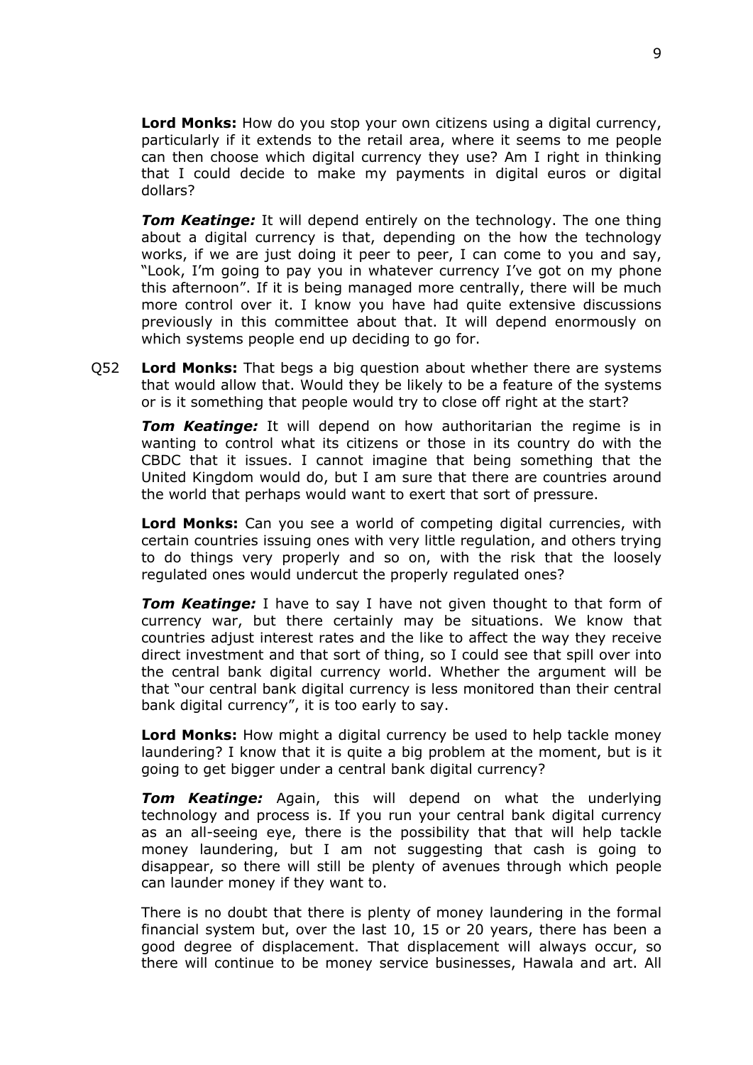**Lord Monks:** How do you stop your own citizens using a digital currency, particularly if it extends to the retail area, where it seems to me people can then choose which digital currency they use? Am I right in thinking that I could decide to make my payments in digital euros or digital dollars?

***Tom Keatinge:*** It will depend entirely on the technology. The one thing about a digital currency is that, depending on the how the technology works, if we are just doing it peer to peer, I can come to you and say, "Look, I'm going to pay you in whatever currency I've got on my phone this afternoon". If it is being managed more centrally, there will be much more control over it. I know you have had quite extensive discussions previously in this committee about that. It will depend enormously on which systems people end up deciding to go for.

Q52 **Lord Monks:** That begs a big question about whether there are systems that would allow that. Would they be likely to be a feature of the systems or is it something that people would try to close off right at the start?

***Tom Keatinge:*** It will depend on how authoritarian the regime is in wanting to control what its citizens or those in its country do with the CBDC that it issues. I cannot imagine that being something that the United Kingdom would do, but I am sure that there are countries around the world that perhaps would want to exert that sort of pressure.

**Lord Monks:** Can you see a world of competing digital currencies, with certain countries issuing ones with very little regulation, and others trying to do things very properly and so on, with the risk that the loosely regulated ones would undercut the properly regulated ones?

***Tom Keatinge:*** I have to say I have not given thought to that form of currency war, but there certainly may be situations. We know that countries adjust interest rates and the like to affect the way they receive direct investment and that sort of thing, so I could see that spill over into the central bank digital currency world. Whether the argument will be that "our central bank digital currency is less monitored than their central bank digital currency", it is too early to say.

**Lord Monks:** How might a digital currency be used to help tackle money laundering? I know that it is quite a big problem at the moment, but is it going to get bigger under a central bank digital currency?

***Tom Keatinge:*** Again, this will depend on what the underlying technology and process is. If you run your central bank digital currency as an all-seeing eye, there is the possibility that that will help tackle money laundering, but I am not suggesting that cash is going to disappear, so there will still be plenty of avenues through which people can launder money if they want to.

There is no doubt that there is plenty of money laundering in the formal financial system but, over the last 10, 15 or 20 years, there has been a good degree of displacement. That displacement will always occur, so there will continue to be money service businesses, Hawala and art. All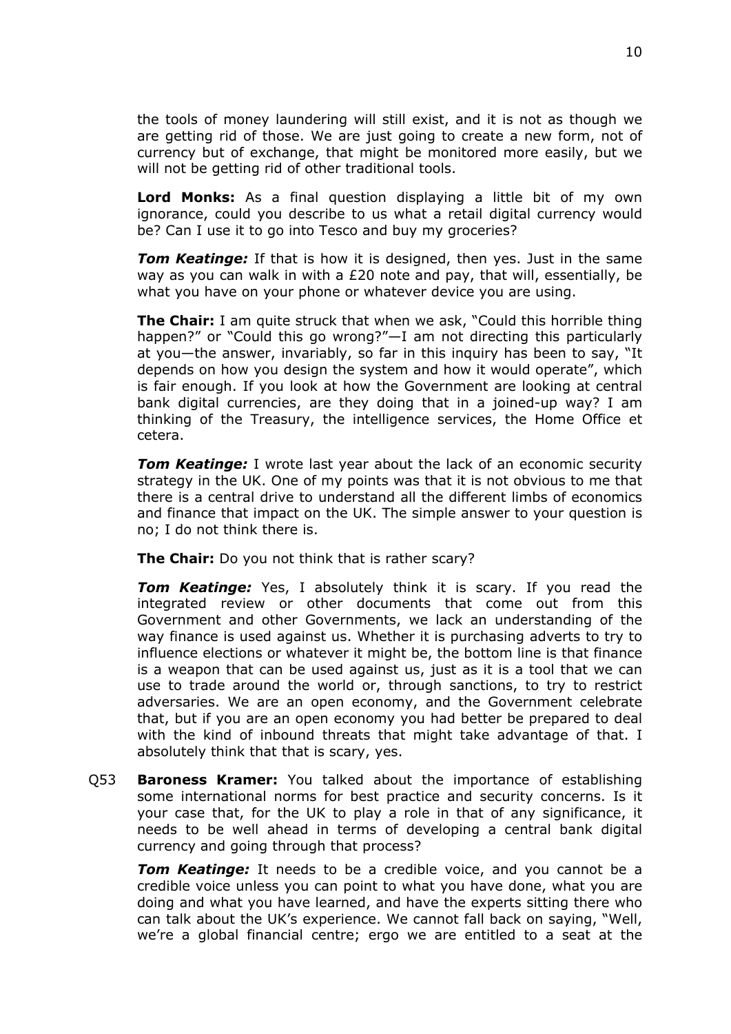the tools of money laundering will still exist, and it is not as though we are getting rid of those. We are just going to create a new form, not of currency but of exchange, that might be monitored more easily, but we will not be getting rid of other traditional tools.

**Lord Monks:** As a final question displaying a little bit of my own ignorance, could you describe to us what a retail digital currency would be? Can I use it to go into Tesco and buy my groceries?

***Tom Keatinge:*** If that is how it is designed, then yes. Just in the same way as you can walk in with a £20 note and pay, that will, essentially, be what you have on your phone or whatever device you are using.

**The Chair:** I am quite struck that when we ask, "Could this horrible thing happen?" or "Could this go wrong?"—I am not directing this particularly at you—the answer, invariably, so far in this inquiry has been to say, "It depends on how you design the system and how it would operate", which is fair enough. If you look at how the Government are looking at central bank digital currencies, are they doing that in a joined-up way? I am thinking of the Treasury, the intelligence services, the Home Office et cetera.

***Tom Keatinge:*** I wrote last year about the lack of an economic security strategy in the UK. One of my points was that it is not obvious to me that there is a central drive to understand all the different limbs of economics and finance that impact on the UK. The simple answer to your question is no; I do not think there is.

**The Chair:** Do you not think that is rather scary?

***Tom Keatinge:*** Yes, I absolutely think it is scary. If you read the integrated review or other documents that come out from this Government and other Governments, we lack an understanding of the way finance is used against us. Whether it is purchasing adverts to try to influence elections or whatever it might be, the bottom line is that finance is a weapon that can be used against us, just as it is a tool that we can use to trade around the world or, through sanctions, to try to restrict adversaries. We are an open economy, and the Government celebrate that, but if you are an open economy you had better be prepared to deal with the kind of inbound threats that might take advantage of that. I absolutely think that that is scary, yes.

Q53 **Baroness Kramer:** You talked about the importance of establishing some international norms for best practice and security concerns. Is it your case that, for the UK to play a role in that of any significance, it needs to be well ahead in terms of developing a central bank digital currency and going through that process?

***Tom Keatinge:*** It needs to be a credible voice, and you cannot be a credible voice unless you can point to what you have done, what you are doing and what you have learned, and have the experts sitting there who can talk about the UK's experience. We cannot fall back on saying, "Well, we're a global financial centre; ergo we are entitled to a seat at the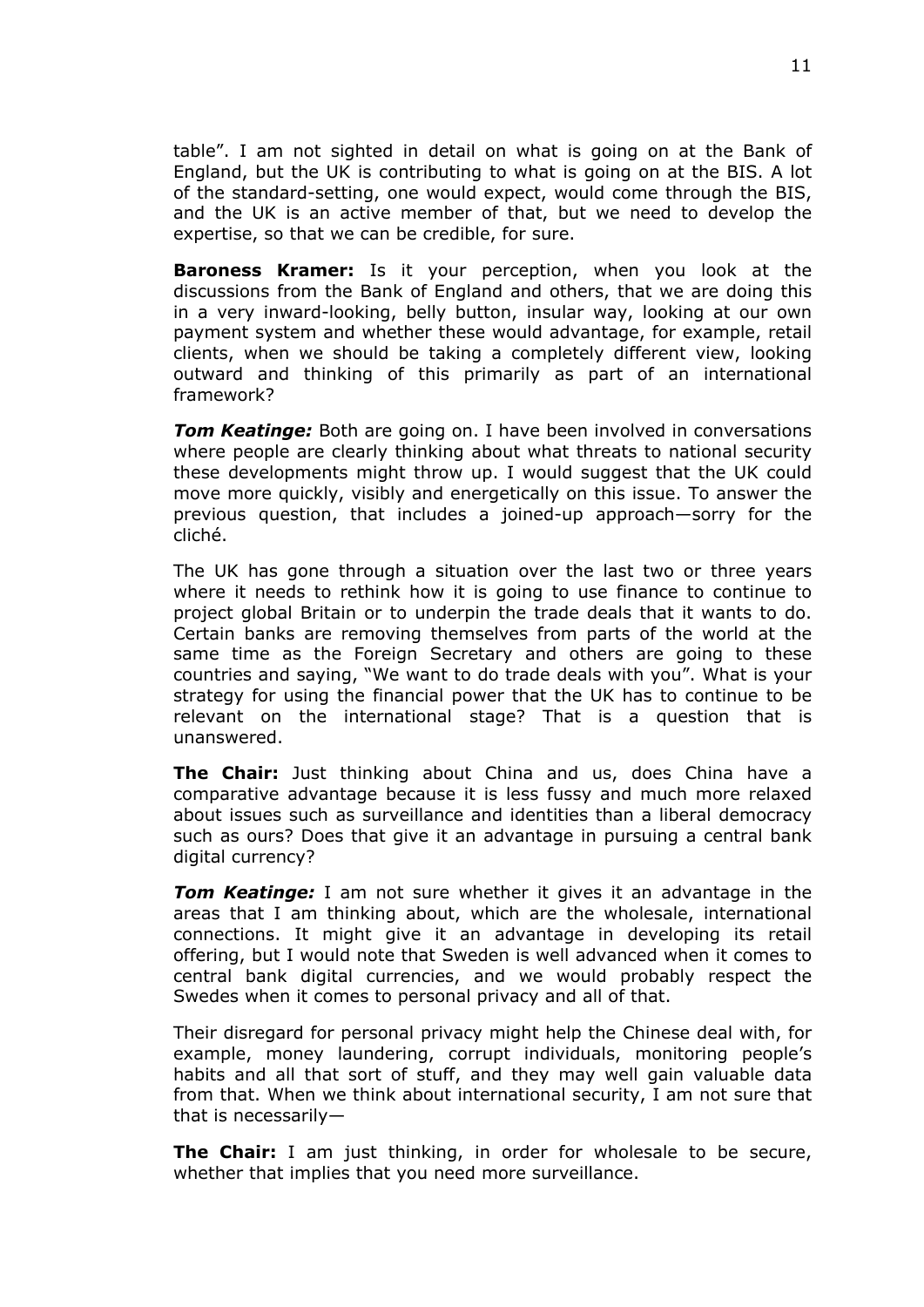table". I am not sighted in detail on what is going on at the Bank of England, but the UK is contributing to what is going on at the BIS. A lot of the standard-setting, one would expect, would come through the BIS, and the UK is an active member of that, but we need to develop the expertise, so that we can be credible, for sure.

**Baroness Kramer:** Is it your perception, when you look at the discussions from the Bank of England and others, that we are doing this in a very inward-looking, belly button, insular way, looking at our own payment system and whether these would advantage, for example, retail clients, when we should be taking a completely different view, looking outward and thinking of this primarily as part of an international framework?

***Tom Keatinge:*** Both are going on. I have been involved in conversations where people are clearly thinking about what threats to national security these developments might throw up. I would suggest that the UK could move more quickly, visibly and energetically on this issue. To answer the previous question, that includes a joined-up approach—sorry for the cliché.

The UK has gone through a situation over the last two or three years where it needs to rethink how it is going to use finance to continue to project global Britain or to underpin the trade deals that it wants to do. Certain banks are removing themselves from parts of the world at the same time as the Foreign Secretary and others are going to these countries and saying, "We want to do trade deals with you". What is your strategy for using the financial power that the UK has to continue to be relevant on the international stage? That is a question that is unanswered.

**The Chair:** Just thinking about China and us, does China have a comparative advantage because it is less fussy and much more relaxed about issues such as surveillance and identities than a liberal democracy such as ours? Does that give it an advantage in pursuing a central bank digital currency?

***Tom Keatinge:*** I am not sure whether it gives it an advantage in the areas that I am thinking about, which are the wholesale, international connections. It might give it an advantage in developing its retail offering, but I would note that Sweden is well advanced when it comes to central bank digital currencies, and we would probably respect the Swedes when it comes to personal privacy and all of that.

Their disregard for personal privacy might help the Chinese deal with, for example, money laundering, corrupt individuals, monitoring people's habits and all that sort of stuff, and they may well gain valuable data from that. When we think about international security, I am not sure that that is necessarily—

**The Chair:** I am just thinking, in order for wholesale to be secure, whether that implies that you need more surveillance.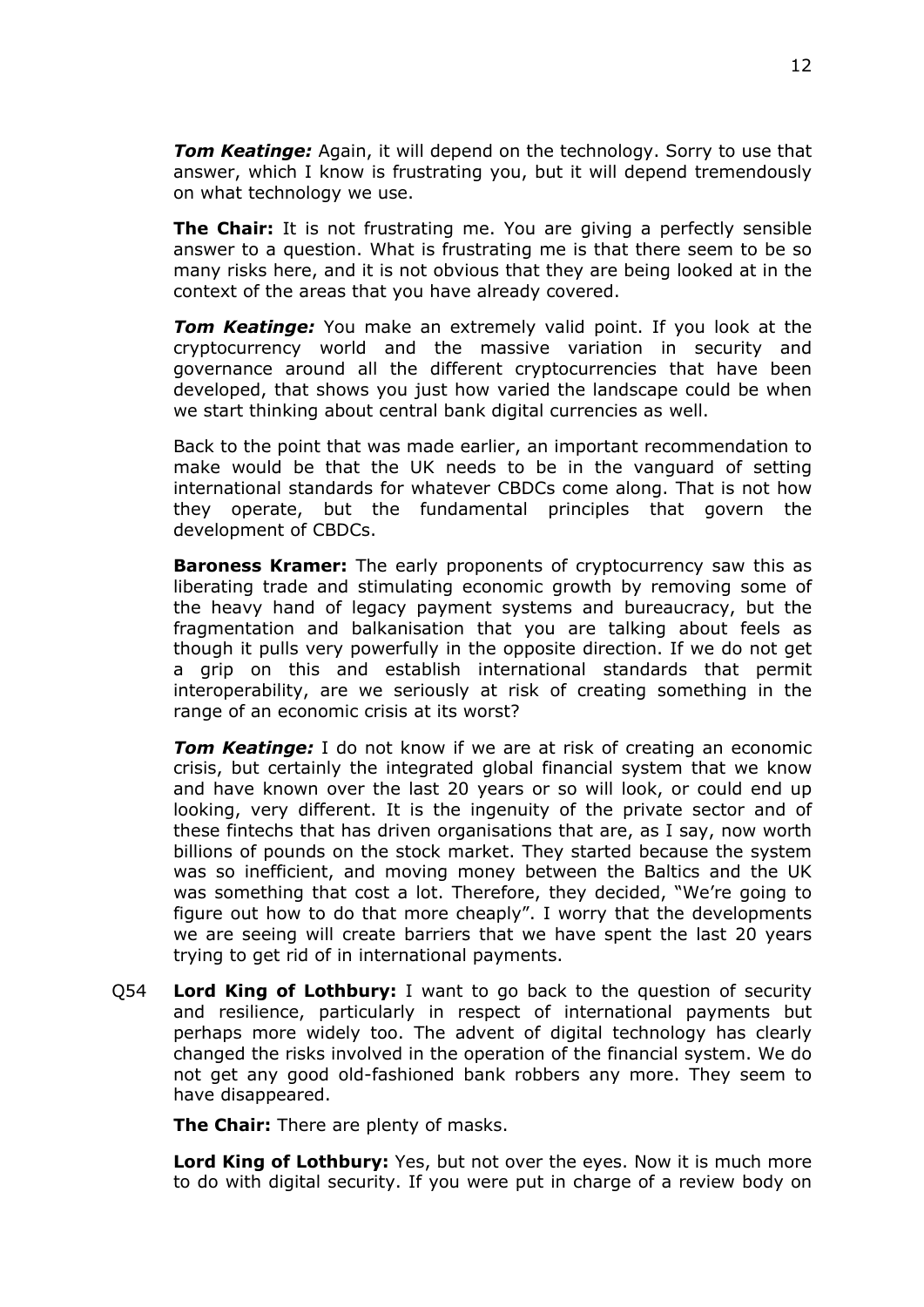***Tom Keatinge:*** Again, it will depend on the technology. Sorry to use that answer, which I know is frustrating you, but it will depend tremendously on what technology we use.

**The Chair:** It is not frustrating me. You are giving a perfectly sensible answer to a question. What is frustrating me is that there seem to be so many risks here, and it is not obvious that they are being looked at in the context of the areas that you have already covered.

***Tom Keatinge:*** You make an extremely valid point. If you look at the cryptocurrency world and the massive variation in security and governance around all the different cryptocurrencies that have been developed, that shows you just how varied the landscape could be when we start thinking about central bank digital currencies as well.

Back to the point that was made earlier, an important recommendation to make would be that the UK needs to be in the vanguard of setting international standards for whatever CBDCs come along. That is not how they operate, but the fundamental principles that govern the development of CBDCs.

**Baroness Kramer:** The early proponents of cryptocurrency saw this as liberating trade and stimulating economic growth by removing some of the heavy hand of legacy payment systems and bureaucracy, but the fragmentation and balkanisation that you are talking about feels as though it pulls very powerfully in the opposite direction. If we do not get a grip on this and establish international standards that permit interoperability, are we seriously at risk of creating something in the range of an economic crisis at its worst?

***Tom Keatinge:*** I do not know if we are at risk of creating an economic crisis, but certainly the integrated global financial system that we know and have known over the last 20 years or so will look, or could end up looking, very different. It is the ingenuity of the private sector and of these fintechs that has driven organisations that are, as I say, now worth billions of pounds on the stock market. They started because the system was so inefficient, and moving money between the Baltics and the UK was something that cost a lot. Therefore, they decided, "We're going to figure out how to do that more cheaply". I worry that the developments we are seeing will create barriers that we have spent the last 20 years trying to get rid of in international payments.

Q54 **Lord King of Lothbury:** I want to go back to the question of security and resilience, particularly in respect of international payments but perhaps more widely too. The advent of digital technology has clearly changed the risks involved in the operation of the financial system. We do not get any good old-fashioned bank robbers any more. They seem to have disappeared.

**The Chair:** There are plenty of masks.

**Lord King of Lothbury:** Yes, but not over the eyes. Now it is much more to do with digital security. If you were put in charge of a review body on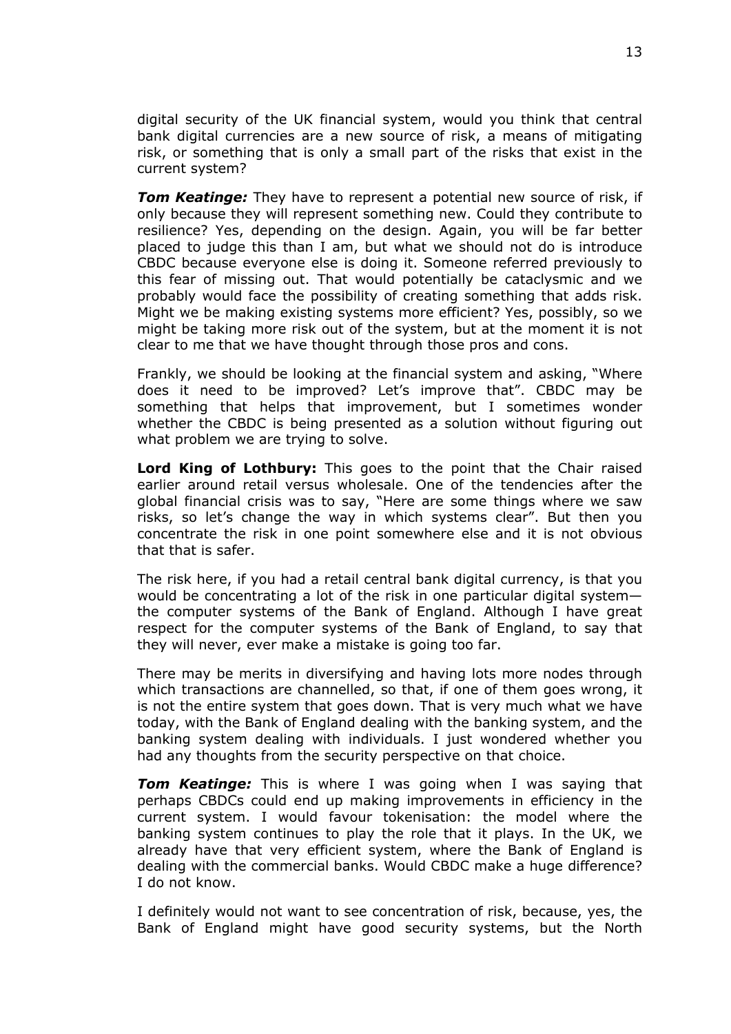digital security of the UK financial system, would you think that central bank digital currencies are a new source of risk, a means of mitigating risk, or something that is only a small part of the risks that exist in the current system?

***Tom Keatinge:*** They have to represent a potential new source of risk, if only because they will represent something new. Could they contribute to resilience? Yes, depending on the design. Again, you will be far better placed to judge this than I am, but what we should not do is introduce CBDC because everyone else is doing it. Someone referred previously to this fear of missing out. That would potentially be cataclysmic and we probably would face the possibility of creating something that adds risk. Might we be making existing systems more efficient? Yes, possibly, so we might be taking more risk out of the system, but at the moment it is not clear to me that we have thought through those pros and cons.

Frankly, we should be looking at the financial system and asking, "Where does it need to be improved? Let's improve that". CBDC may be something that helps that improvement, but I sometimes wonder whether the CBDC is being presented as a solution without figuring out what problem we are trying to solve.

**Lord King of Lothbury:** This goes to the point that the Chair raised earlier around retail versus wholesale. One of the tendencies after the global financial crisis was to say, "Here are some things where we saw risks, so let's change the way in which systems clear". But then you concentrate the risk in one point somewhere else and it is not obvious that that is safer.

The risk here, if you had a retail central bank digital currency, is that you would be concentrating a lot of the risk in one particular digital system—the computer systems of the Bank of England. Although I have great respect for the computer systems of the Bank of England, to say that they will never, ever make a mistake is going too far.

There may be merits in diversifying and having lots more nodes through which transactions are channelled, so that, if one of them goes wrong, it is not the entire system that goes down. That is very much what we have today, with the Bank of England dealing with the banking system, and the banking system dealing with individuals. I just wondered whether you had any thoughts from the security perspective on that choice.

***Tom Keatinge:*** This is where I was going when I was saying that perhaps CBDCs could end up making improvements in efficiency in the current system. I would favour tokenisation: the model where the banking system continues to play the role that it plays. In the UK, we already have that very efficient system, where the Bank of England is dealing with the commercial banks. Would CBDC make a huge difference? I do not know.

I definitely would not want to see concentration of risk, because, yes, the Bank of England might have good security systems, but the North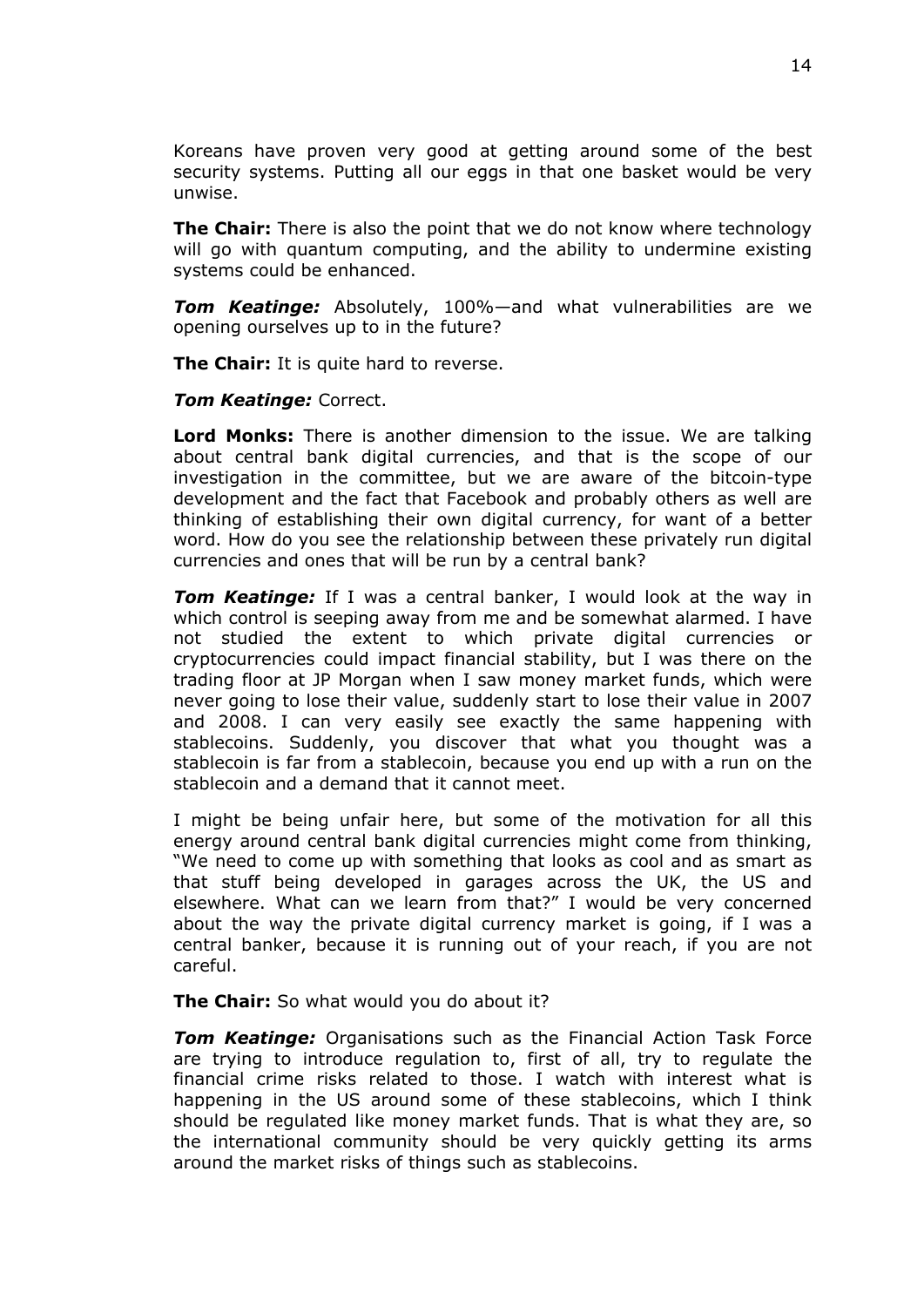Koreans have proven very good at getting around some of the best security systems. Putting all our eggs in that one basket would be very unwise.

**The Chair:** There is also the point that we do not know where technology will go with quantum computing, and the ability to undermine existing systems could be enhanced.

***Tom Keatinge:*** Absolutely, 100%—and what vulnerabilities are we opening ourselves up to in the future?

**The Chair:** It is quite hard to reverse.

***Tom Keatinge:*** Correct.

**Lord Monks:** There is another dimension to the issue. We are talking about central bank digital currencies, and that is the scope of our investigation in the committee, but we are aware of the bitcoin-type development and the fact that Facebook and probably others as well are thinking of establishing their own digital currency, for want of a better word. How do you see the relationship between these privately run digital currencies and ones that will be run by a central bank?

***Tom Keatinge:*** If I was a central banker, I would look at the way in which control is seeping away from me and be somewhat alarmed. I have not studied the extent to which private digital currencies or cryptocurrencies could impact financial stability, but I was there on the trading floor at JP Morgan when I saw money market funds, which were never going to lose their value, suddenly start to lose their value in 2007 and 2008. I can very easily see exactly the same happening with stablecoins. Suddenly, you discover that what you thought was a stablecoin is far from a stablecoin, because you end up with a run on the stablecoin and a demand that it cannot meet.

I might be being unfair here, but some of the motivation for all this energy around central bank digital currencies might come from thinking, "We need to come up with something that looks as cool and as smart as that stuff being developed in garages across the UK, the US and elsewhere. What can we learn from that?" I would be very concerned about the way the private digital currency market is going, if I was a central banker, because it is running out of your reach, if you are not careful.

**The Chair:** So what would you do about it?

***Tom Keatinge:*** Organisations such as the Financial Action Task Force are trying to introduce regulation to, first of all, try to regulate the financial crime risks related to those. I watch with interest what is happening in the US around some of these stablecoins, which I think should be regulated like money market funds. That is what they are, so the international community should be very quickly getting its arms around the market risks of things such as stablecoins.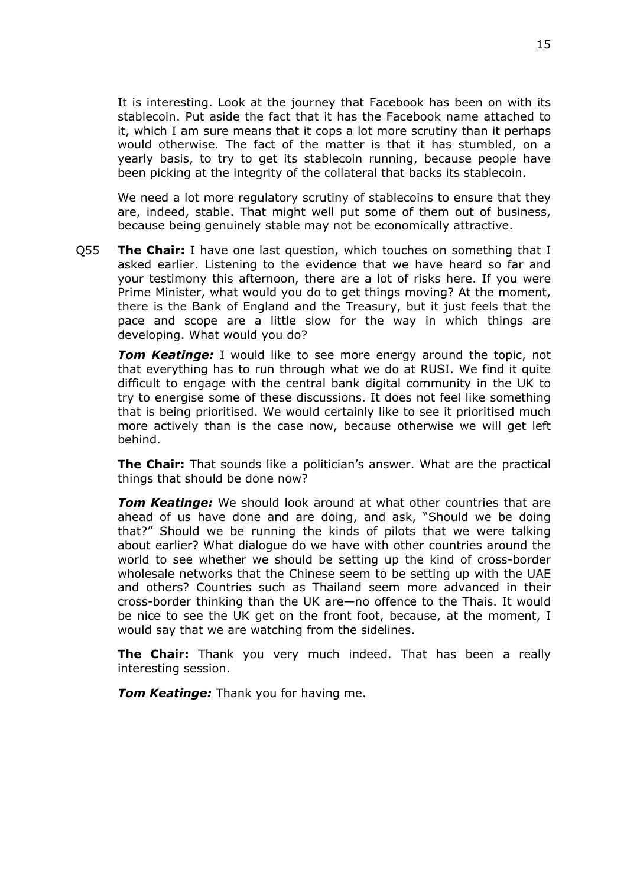It is interesting. Look at the journey that Facebook has been on with its stablecoin. Put aside the fact that it has the Facebook name attached to it, which I am sure means that it cops a lot more scrutiny than it perhaps would otherwise. The fact of the matter is that it has stumbled, on a yearly basis, to try to get its stablecoin running, because people have been picking at the integrity of the collateral that backs its stablecoin.

We need a lot more regulatory scrutiny of stablecoins to ensure that they are, indeed, stable. That might well put some of them out of business, because being genuinely stable may not be economically attractive.

Q55 **The Chair:** I have one last question, which touches on something that I asked earlier. Listening to the evidence that we have heard so far and your testimony this afternoon, there are a lot of risks here. If you were Prime Minister, what would you do to get things moving? At the moment, there is the Bank of England and the Treasury, but it just feels that the pace and scope are a little slow for the way in which things are developing. What would you do?

***Tom Keatinge:*** I would like to see more energy around the topic, not that everything has to run through what we do at RUSI. We find it quite difficult to engage with the central bank digital community in the UK to try to energise some of these discussions. It does not feel like something that is being prioritised. We would certainly like to see it prioritised much more actively than is the case now, because otherwise we will get left behind.

**The Chair:** That sounds like a politician's answer. What are the practical things that should be done now?

***Tom Keatinge:*** We should look around at what other countries that are ahead of us have done and are doing, and ask, "Should we be doing that?" Should we be running the kinds of pilots that we were talking about earlier? What dialogue do we have with other countries around the world to see whether we should be setting up the kind of cross-border wholesale networks that the Chinese seem to be setting up with the UAE and others? Countries such as Thailand seem more advanced in their cross-border thinking than the UK are—no offence to the Thais. It would be nice to see the UK get on the front foot, because, at the moment, I would say that we are watching from the sidelines.

**The Chair:** Thank you very much indeed. That has been a really interesting session.

***Tom Keatinge:*** Thank you for having me.